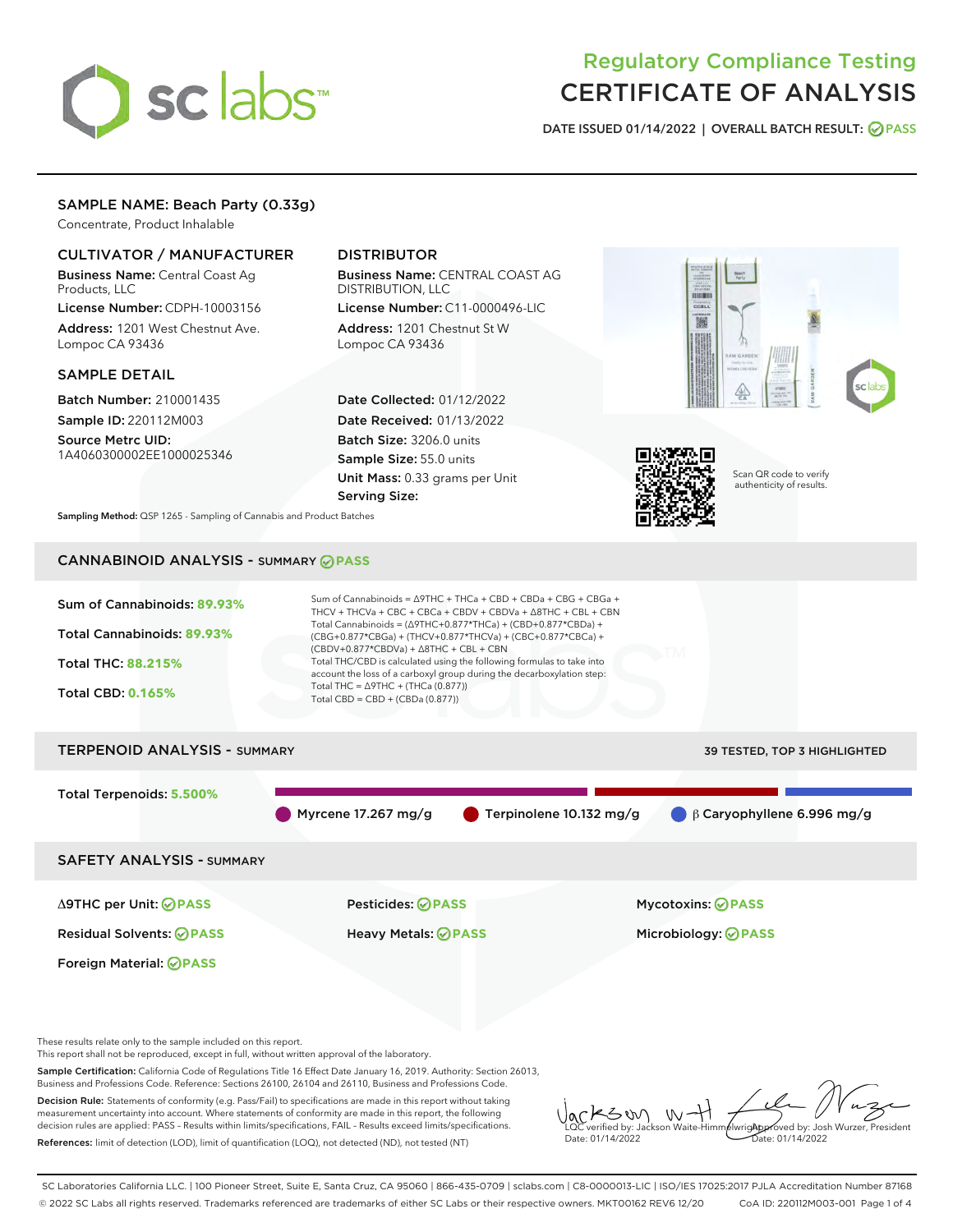# Regulatory Compliance Testing
# CERTIFICATE OF ANALYSIS

DATE ISSUED 01/14/2022 | OVERALL BATCH RESULT: PASS

## SAMPLE NAME: Beach Party (0.33g)

Concentrate, Product Inhalable

### CULTIVATOR / MANUFACTURER

**Business Name:** Central Coast Ag Products, LLC

**License Number:** CDPH-10003156

**Address:** 1201 West Chestnut Ave. Lompoc CA 93436

### DISTRIBUTOR

**Business Name:** CENTRAL COAST AG DISTRIBUTION, LLC

**License Number:** C11-0000496-LIC

**Address:** 1201 Chestnut St W Lompoc CA 93436

### SAMPLE DETAIL

**Batch Number:** 210001435

**Sample ID:** 220112M003

**Source Metrc UID:** 1A4060300002EE1000025346

**Date Collected:** 01/12/2022

**Date Received:** 01/13/2022

**Batch Size:** 3206.0 units

**Sample Size:** 55.0 units

**Unit Mass:** 0.33 grams per Unit

**Serving Size:**

Scan QR code to verify authenticity of results.

**Sampling Method:** QSP 1265 - Sampling of Cannabis and Product Batches

## CANNABINOID ANALYSIS - SUMMARY PASS

Sum of Cannabinoids: **89.93%**

Total Cannabinoids: **89.93%**

Total THC: **88.215%**

Total CBD: **0.165%**

Sum of Cannabinoids = Δ9THC + THCa + CBD + CBDa + CBG + CBGa + THCV + THCVa + CBC + CBCa + CBDV + CBDVa + Δ8THC + CBL + CBN

Total Cannabinoids = (Δ9THC+0.877*THCa) + (CBD+0.877*CBDa) + (CBG+0.877*CBGa) + (THCV+0.877*THCVa) + (CBC+0.877*CBCa) + (CBDV+0.877*CBDVa) + Δ8THC + CBL + CBN

Total THC/CBD is calculated using the following formulas to take into account the loss of a carboxyl group during the decarboxylation step:

Total THC = Δ9THC + (THCa (0.877))

Total CBD = CBD + (CBDa (0.877))

## TERPENOID ANALYSIS - SUMMARY

39 TESTED, TOP 3 HIGHLIGHTED

Total Terpenoids: **5.500%**

Myrcene 17.267 mg/g | Terpinolene 10.132 mg/g | β Caryophyllene 6.996 mg/g

## SAFETY ANALYSIS - SUMMARY

| | | |
|---|---|---|
| Δ9THC per Unit: PASS | Pesticides: PASS | Mycotoxins: PASS |
| Residual Solvents: PASS | Heavy Metals: PASS | Microbiology: PASS |
| Foreign Material: PASS | | |

These results relate only to the sample included on this report.
This report shall not be reproduced, except in full, without written approval of the laboratory.

**Sample Certification:** California Code of Regulations Title 16 Effect Date January 16, 2019. Authority: Section 26013, Business and Professions Code. Reference: Sections 26100, 26104 and 26110, Business and Professions Code.

**Decision Rule:** Statements of conformity (e.g. Pass/Fail) to specifications are made in this report without taking measurement uncertainty into account. Where statements of conformity are made in this report, the following decision rules are applied: PASS - Results within limits/specifications, FAIL - Results exceed limits/specifications.

**References:** limit of detection (LOD), limit of quantification (LOQ), not detected (ND), not tested (NT)

LQC verified by: Jackson Waite-Himmelwright
Date: 01/14/2022

Approved by: Josh Wurzer, President
Date: 01/14/2022

SC Laboratories California LLC. | 100 Pioneer Street, Suite E, Santa Cruz, CA 95060 | 866-435-0709 | sclabs.com | C8-0000013-LIC | ISO/IES 17025:2017 PJLA Accreditation Number 87168
© 2022 SC Labs all rights reserved. Trademarks referenced are trademarks of either SC Labs or their respective owners. MKT00162 REV6 12/20 CoA ID: 220112M003-001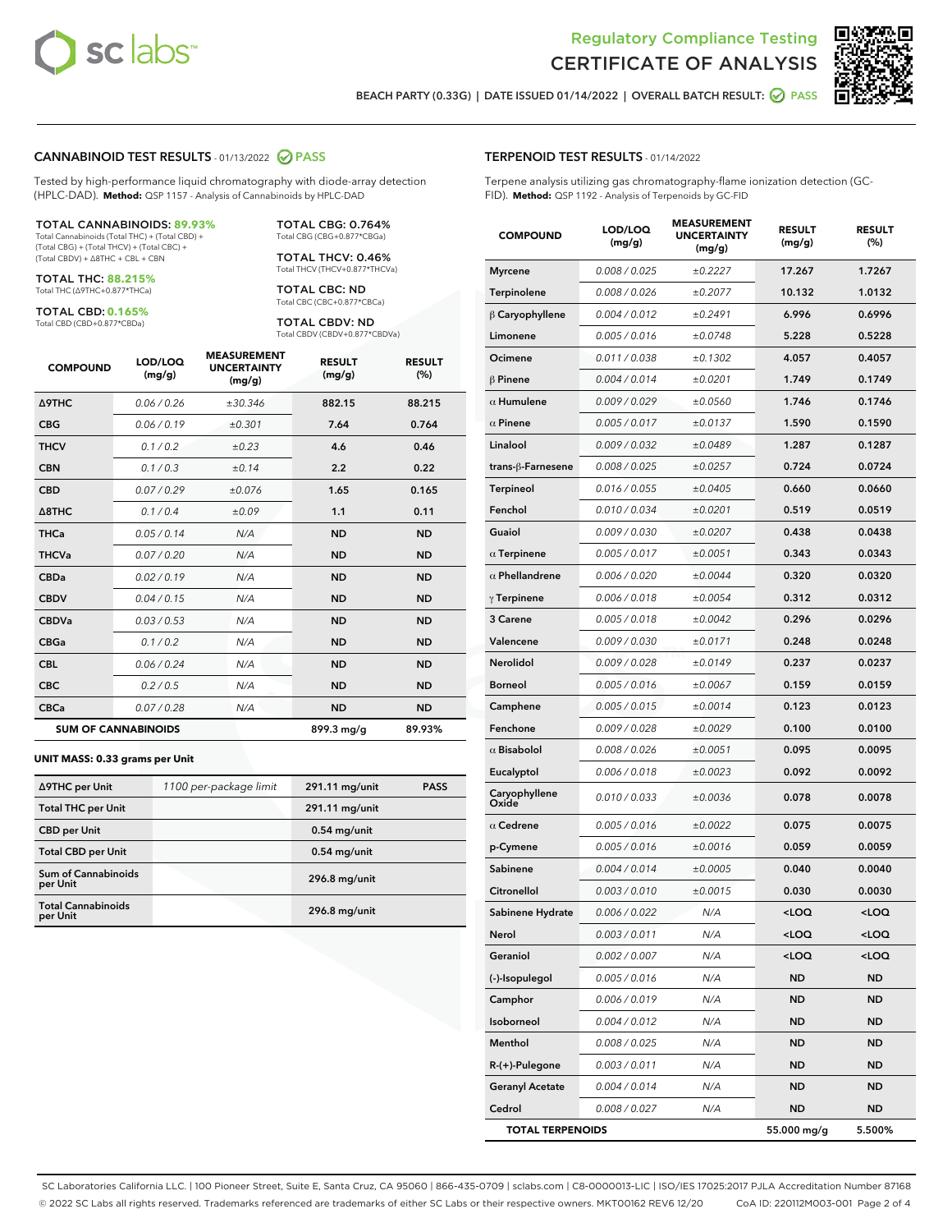Regulatory Compliance Testing
# CERTIFICATE OF ANALYSIS

BEACH PARTY (0.33G) | DATE ISSUED 01/14/2022 | OVERALL BATCH RESULT: PASS

## CANNABINOID TEST RESULTS - 01/13/2022 PASS

Tested by high-performance liquid chromatography with diode-array detection (HPLC-DAD). **Method:** QSP 1157 - Analysis of Cannabinoids by HPLC-DAD

**TOTAL CANNABINOIDS: 89.93%**
Total Cannabinoids (Total THC) + (Total CBD) + (Total CBG) + (Total THCV) + (Total CBC) + (Total CBDV) + Δ8THC + CBL + CBN

**TOTAL THC: 88.215%**
Total THC (Δ9THC+0.877*THCa)

**TOTAL CBD: 0.165%**
Total CBD (CBD+0.877*CBDa)

**TOTAL CBG: 0.764%**
Total CBG (CBG+0.877*CBGa)

**TOTAL THCV: 0.46%**
Total THCV (THCV+0.877*THCVa)

**TOTAL CBC: ND**
Total CBC (CBC+0.877*CBCa)

**TOTAL CBDV: ND**
Total CBDV (CBDV+0.877*CBDVa)

| COMPOUND | LOD/LOQ (mg/g) | MEASUREMENT UNCERTAINTY (mg/g) | RESULT (mg/g) | RESULT (%) |
|---|---|---|---|---|
| Δ9THC | 0.06 / 0.26 | ±30.346 | 882.15 | 88.215 |
| CBG | 0.06 / 0.19 | ±0.301 | 7.64 | 0.764 |
| THCV | 0.1 / 0.2 | ±0.23 | 4.6 | 0.46 |
| CBN | 0.1 / 0.3 | ±0.14 | 2.2 | 0.22 |
| CBD | 0.07 / 0.29 | ±0.076 | 1.65 | 0.165 |
| Δ8THC | 0.1 / 0.4 | ±0.09 | 1.1 | 0.11 |
| THCa | 0.05 / 0.14 | N/A | ND | ND |
| THCVa | 0.07 / 0.20 | N/A | ND | ND |
| CBDa | 0.02 / 0.19 | N/A | ND | ND |
| CBDV | 0.04 / 0.15 | N/A | ND | ND |
| CBDVa | 0.03 / 0.53 | N/A | ND | ND |
| CBGa | 0.1 / 0.2 | N/A | ND | ND |
| CBL | 0.06 / 0.24 | N/A | ND | ND |
| CBC | 0.2 / 0.5 | N/A | ND | ND |
| CBCa | 0.07 / 0.28 | N/A | ND | ND |
| **SUM OF CANNABINOIDS** | | | 899.3 mg/g | 89.93% |

**UNIT MASS: 0.33 grams per Unit**

| | | | |
|---|---|---|---|
| Δ9THC per Unit | 1100 per-package limit | 291.11 mg/unit | PASS |
| Total THC per Unit | | 291.11 mg/unit | |
| CBD per Unit | | 0.54 mg/unit | |
| Total CBD per Unit | | 0.54 mg/unit | |
| Sum of Cannabinoids per Unit | | 296.8 mg/unit | |
| Total Cannabinoids per Unit | | 296.8 mg/unit | |

## TERPENOID TEST RESULTS - 01/14/2022

Terpene analysis utilizing gas chromatography-flame ionization detection (GC-FID). **Method:** QSP 1192 - Analysis of Terpenoids by GC-FID

| COMPOUND | LOD/LOQ (mg/g) | MEASUREMENT UNCERTAINTY (mg/g) | RESULT (mg/g) | RESULT (%) |
|---|---|---|---|---|
| Myrcene | 0.008 / 0.025 | ±0.2227 | 17.267 | 1.7267 |
| Terpinolene | 0.008 / 0.026 | ±0.2077 | 10.132 | 1.0132 |
| β Caryophyllene | 0.004 / 0.012 | ±0.2491 | 6.996 | 0.6996 |
| Limonene | 0.005 / 0.016 | ±0.0748 | 5.228 | 0.5228 |
| Ocimene | 0.011 / 0.038 | ±0.1302 | 4.057 | 0.4057 |
| β Pinene | 0.004 / 0.014 | ±0.0201 | 1.749 | 0.1749 |
| α Humulene | 0.009 / 0.029 | ±0.0560 | 1.746 | 0.1746 |
| α Pinene | 0.005 / 0.017 | ±0.0137 | 1.590 | 0.1590 |
| Linalool | 0.009 / 0.032 | ±0.0489 | 1.287 | 0.1287 |
| trans-β-Farnesene | 0.008 / 0.025 | ±0.0257 | 0.724 | 0.0724 |
| Terpineol | 0.016 / 0.055 | ±0.0405 | 0.660 | 0.0660 |
| Fenchol | 0.010 / 0.034 | ±0.0201 | 0.519 | 0.0519 |
| Guaiol | 0.009 / 0.030 | ±0.0207 | 0.438 | 0.0438 |
| α Terpinene | 0.005 / 0.017 | ±0.0051 | 0.343 | 0.0343 |
| α Phellandrene | 0.006 / 0.020 | ±0.0044 | 0.320 | 0.0320 |
| γ Terpinene | 0.006 / 0.018 | ±0.0054 | 0.312 | 0.0312 |
| 3 Carene | 0.005 / 0.018 | ±0.0042 | 0.296 | 0.0296 |
| Valencene | 0.009 / 0.030 | ±0.0171 | 0.248 | 0.0248 |
| Nerolidol | 0.009 / 0.028 | ±0.0149 | 0.237 | 0.0237 |
| Borneol | 0.005 / 0.016 | ±0.0067 | 0.159 | 0.0159 |
| Camphene | 0.005 / 0.015 | ±0.0014 | 0.123 | 0.0123 |
| Fenchone | 0.009 / 0.028 | ±0.0029 | 0.100 | 0.0100 |
| α Bisabolol | 0.008 / 0.026 | ±0.0051 | 0.095 | 0.0095 |
| Eucalyptol | 0.006 / 0.018 | ±0.0023 | 0.092 | 0.0092 |
| Caryophyllene Oxide | 0.010 / 0.033 | ±0.0036 | 0.078 | 0.0078 |
| α Cedrene | 0.005 / 0.016 | ±0.0022 | 0.075 | 0.0075 |
| p-Cymene | 0.005 / 0.016 | ±0.0016 | 0.059 | 0.0059 |
| Sabinene | 0.004 / 0.014 | ±0.0005 | 0.040 | 0.0040 |
| Citronellol | 0.003 / 0.010 | ±0.0015 | 0.030 | 0.0030 |
| Sabinene Hydrate | 0.006 / 0.022 | N/A | <LOQ | <LOQ |
| Nerol | 0.003 / 0.011 | N/A | <LOQ | <LOQ |
| Geraniol | 0.002 / 0.007 | N/A | <LOQ | <LOQ |
| (-)-Isopulegol | 0.005 / 0.016 | N/A | ND | ND |
| Camphor | 0.006 / 0.019 | N/A | ND | ND |
| Isoborneol | 0.004 / 0.012 | N/A | ND | ND |
| Menthol | 0.008 / 0.025 | N/A | ND | ND |
| R-(+)-Pulegone | 0.003 / 0.011 | N/A | ND | ND |
| Geranyl Acetate | 0.004 / 0.014 | N/A | ND | ND |
| Cedrol | 0.008 / 0.027 | N/A | ND | ND |
| **TOTAL TERPENOIDS** | | | 55.000 mg/g | 5.500% |

SC Laboratories California LLC. | 100 Pioneer Street, Suite E, Santa Cruz, CA 95060 | 866-435-0709 | sclabs.com | C8-0000013-LIC | ISO/IES 17025:2017 PJLA Accreditation Number 87168
© 2022 SC Labs all rights reserved. Trademarks referenced are trademarks of either SC Labs or their respective owners. MKT00162 REV6 12/20 CoA ID: 220112M003-001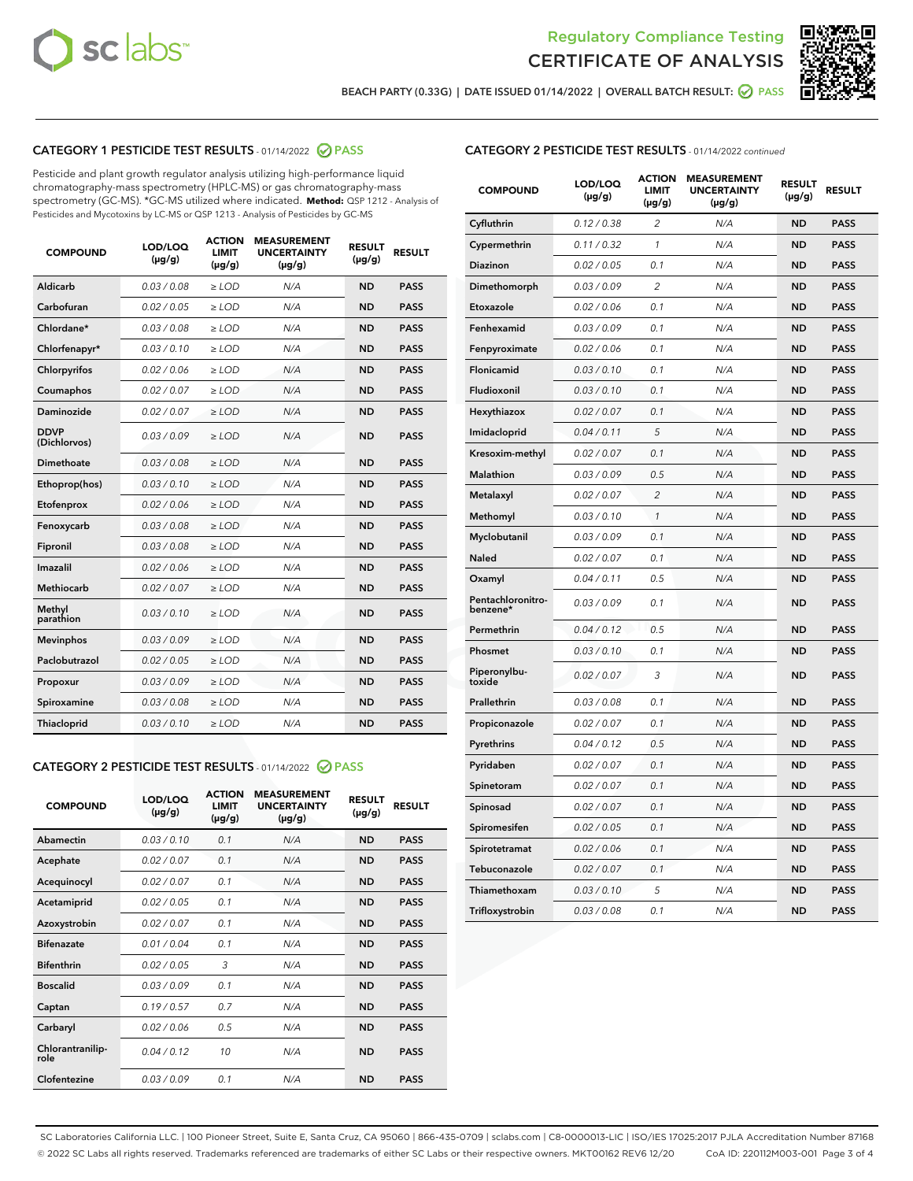# Regulatory Compliance Testing
# CERTIFICATE OF ANALYSIS

BEACH PARTY (0.33G) | DATE ISSUED 01/14/2022 | OVERALL BATCH RESULT: PASS

## CATEGORY 1 PESTICIDE TEST RESULTS - 01/14/2022 PASS

Pesticide and plant growth regulator analysis utilizing high-performance liquid chromatography-mass spectrometry (HPLC-MS) or gas chromatography-mass spectrometry (GC-MS). *GC-MS utilized where indicated. **Method:** QSP 1212 - Analysis of Pesticides and Mycotoxins by LC-MS or QSP 1213 - Analysis of Pesticides by GC-MS

| COMPOUND | LOD/LOQ (µg/g) | ACTION LIMIT (µg/g) | MEASUREMENT UNCERTAINTY (µg/g) | RESULT (µg/g) | RESULT |
|---|---|---|---|---|---|
| Aldicarb | 0.03 / 0.08 | ≥ LOD | N/A | ND | PASS |
| Carbofuran | 0.02 / 0.05 | ≥ LOD | N/A | ND | PASS |
| Chlordane* | 0.03 / 0.08 | ≥ LOD | N/A | ND | PASS |
| Chlorfenapyr* | 0.03 / 0.10 | ≥ LOD | N/A | ND | PASS |
| Chlorpyrifos | 0.02 / 0.06 | ≥ LOD | N/A | ND | PASS |
| Coumaphos | 0.02 / 0.07 | ≥ LOD | N/A | ND | PASS |
| Daminozide | 0.02 / 0.07 | ≥ LOD | N/A | ND | PASS |
| DDVP (Dichlorvos) | 0.03 / 0.09 | ≥ LOD | N/A | ND | PASS |
| Dimethoate | 0.03 / 0.08 | ≥ LOD | N/A | ND | PASS |
| Ethoprop(hos) | 0.03 / 0.10 | ≥ LOD | N/A | ND | PASS |
| Etofenprox | 0.02 / 0.06 | ≥ LOD | N/A | ND | PASS |
| Fenoxycarb | 0.03 / 0.08 | ≥ LOD | N/A | ND | PASS |
| Fipronil | 0.03 / 0.08 | ≥ LOD | N/A | ND | PASS |
| Imazalil | 0.02 / 0.06 | ≥ LOD | N/A | ND | PASS |
| Methiocarb | 0.02 / 0.07 | ≥ LOD | N/A | ND | PASS |
| Methyl parathion | 0.03 / 0.10 | ≥ LOD | N/A | ND | PASS |
| Mevinphos | 0.03 / 0.09 | ≥ LOD | N/A | ND | PASS |
| Paclobutrazol | 0.02 / 0.05 | ≥ LOD | N/A | ND | PASS |
| Propoxur | 0.03 / 0.09 | ≥ LOD | N/A | ND | PASS |
| Spiroxamine | 0.03 / 0.08 | ≥ LOD | N/A | ND | PASS |
| Thiacloprid | 0.03 / 0.10 | ≥ LOD | N/A | ND | PASS |

## CATEGORY 2 PESTICIDE TEST RESULTS - 01/14/2022 PASS

| COMPOUND | LOD/LOQ (µg/g) | ACTION LIMIT (µg/g) | MEASUREMENT UNCERTAINTY (µg/g) | RESULT (µg/g) | RESULT |
|---|---|---|---|---|---|
| Abamectin | 0.03 / 0.10 | 0.1 | N/A | ND | PASS |
| Acephate | 0.02 / 0.07 | 0.1 | N/A | ND | PASS |
| Acequinocyl | 0.02 / 0.07 | 0.1 | N/A | ND | PASS |
| Acetamiprid | 0.02 / 0.05 | 0.1 | N/A | ND | PASS |
| Azoxystrobin | 0.02 / 0.07 | 0.1 | N/A | ND | PASS |
| Bifenazate | 0.01 / 0.04 | 0.1 | N/A | ND | PASS |
| Bifenthrin | 0.02 / 0.05 | 3 | N/A | ND | PASS |
| Boscalid | 0.03 / 0.09 | 0.1 | N/A | ND | PASS |
| Captan | 0.19 / 0.57 | 0.7 | N/A | ND | PASS |
| Carbaryl | 0.02 / 0.06 | 0.5 | N/A | ND | PASS |
| Chlorantraniliprole | 0.04 / 0.12 | 10 | N/A | ND | PASS |
| Clofentezine | 0.03 / 0.09 | 0.1 | N/A | ND | PASS |
| Cyfluthrin | 0.12 / 0.38 | 2 | N/A | ND | PASS |
| Cypermethrin | 0.11 / 0.32 | 1 | N/A | ND | PASS |
| Diazinon | 0.02 / 0.05 | 0.1 | N/A | ND | PASS |
| Dimethomorph | 0.03 / 0.09 | 2 | N/A | ND | PASS |
| Etoxazole | 0.02 / 0.06 | 0.1 | N/A | ND | PASS |
| Fenhexamid | 0.03 / 0.09 | 0.1 | N/A | ND | PASS |
| Fenpyroximate | 0.02 / 0.06 | 0.1 | N/A | ND | PASS |
| Flonicamid | 0.03 / 0.10 | 0.1 | N/A | ND | PASS |
| Fludioxonil | 0.03 / 0.10 | 0.1 | N/A | ND | PASS |
| Hexythiazox | 0.02 / 0.07 | 0.1 | N/A | ND | PASS |
| Imidacloprid | 0.04 / 0.11 | 5 | N/A | ND | PASS |
| Kresoxim-methyl | 0.02 / 0.07 | 0.1 | N/A | ND | PASS |
| Malathion | 0.03 / 0.09 | 0.5 | N/A | ND | PASS |
| Metalaxyl | 0.02 / 0.07 | 2 | N/A | ND | PASS |
| Methomyl | 0.03 / 0.10 | 1 | N/A | ND | PASS |
| Myclobutanil | 0.03 / 0.09 | 0.1 | N/A | ND | PASS |
| Naled | 0.02 / 0.07 | 0.1 | N/A | ND | PASS |
| Oxamyl | 0.04 / 0.11 | 0.5 | N/A | ND | PASS |
| Pentachloronitrobenzene* | 0.03 / 0.09 | 0.1 | N/A | ND | PASS |
| Permethrin | 0.04 / 0.12 | 0.5 | N/A | ND | PASS |
| Phosmet | 0.03 / 0.10 | 0.1 | N/A | ND | PASS |
| Piperonylbutoxide | 0.02 / 0.07 | 3 | N/A | ND | PASS |
| Prallethrin | 0.03 / 0.08 | 0.1 | N/A | ND | PASS |
| Propiconazole | 0.02 / 0.07 | 0.1 | N/A | ND | PASS |
| Pyrethrins | 0.04 / 0.12 | 0.5 | N/A | ND | PASS |
| Pyridaben | 0.02 / 0.07 | 0.1 | N/A | ND | PASS |
| Spinetoram | 0.02 / 0.07 | 0.1 | N/A | ND | PASS |
| Spinosad | 0.02 / 0.07 | 0.1 | N/A | ND | PASS |
| Spiromesifen | 0.02 / 0.05 | 0.1 | N/A | ND | PASS |
| Spirotetramat | 0.02 / 0.06 | 0.1 | N/A | ND | PASS |
| Tebuconazole | 0.02 / 0.07 | 0.1 | N/A | ND | PASS |
| Thiamethoxam | 0.03 / 0.10 | 5 | N/A | ND | PASS |
| Trifloxystrobin | 0.03 / 0.08 | 0.1 | N/A | ND | PASS |

SC Laboratories California LLC. | 100 Pioneer Street, Suite E, Santa Cruz, CA 95060 | 866-435-0709 | sclabs.com | C8-0000013-LIC | ISO/IES 17025:2017 PJLA Accreditation Number 87168
© 2022 SC Labs all rights reserved. Trademarks referenced are trademarks of either SC Labs or their respective owners. MKT00162 REV6 12/20 CoA ID: 220112M003-001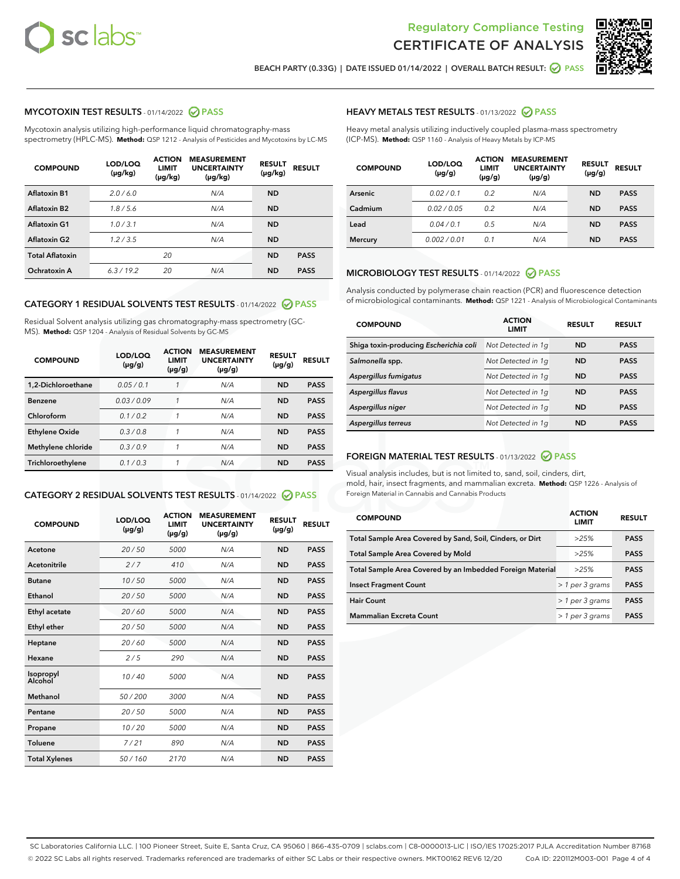Regulatory Compliance Testing
# CERTIFICATE OF ANALYSIS

BEACH PARTY (0.33G) | DATE ISSUED 01/14/2022 | OVERALL BATCH RESULT: PASS

## MYCOTOXIN TEST RESULTS - 01/14/2022 PASS

Mycotoxin analysis utilizing high-performance liquid chromatography-mass spectrometry (HPLC-MS). **Method:** QSP 1212 - Analysis of Pesticides and Mycotoxins by LC-MS

| COMPOUND | LOD/LOQ (µg/kg) | ACTION LIMIT (µg/kg) | MEASUREMENT UNCERTAINTY (µg/kg) | RESULT (µg/kg) | RESULT |
|---|---|---|---|---|---|
| Aflatoxin B1 | 2.0 / 6.0 | | N/A | ND | |
| Aflatoxin B2 | 1.8 / 5.6 | | N/A | ND | |
| Aflatoxin G1 | 1.0 / 3.1 | | N/A | ND | |
| Aflatoxin G2 | 1.2 / 3.5 | | N/A | ND | |
| Total Aflatoxin | | 20 | | ND | PASS |
| Ochratoxin A | 6.3 / 19.2 | 20 | N/A | ND | PASS |

## CATEGORY 1 RESIDUAL SOLVENTS TEST RESULTS - 01/14/2022 PASS

Residual Solvent analysis utilizing gas chromatography-mass spectrometry (GC-MS). **Method:** QSP 1204 - Analysis of Residual Solvents by GC-MS

| COMPOUND | LOD/LOQ (µg/g) | ACTION LIMIT (µg/g) | MEASUREMENT UNCERTAINTY (µg/g) | RESULT (µg/g) | RESULT |
|---|---|---|---|---|---|
| 1,2-Dichloroethane | 0.05 / 0.1 | 1 | N/A | ND | PASS |
| Benzene | 0.03 / 0.09 | 1 | N/A | ND | PASS |
| Chloroform | 0.1 / 0.2 | 1 | N/A | ND | PASS |
| Ethylene Oxide | 0.3 / 0.8 | 1 | N/A | ND | PASS |
| Methylene chloride | 0.3 / 0.9 | 1 | N/A | ND | PASS |
| Trichloroethylene | 0.1 / 0.3 | 1 | N/A | ND | PASS |

## CATEGORY 2 RESIDUAL SOLVENTS TEST RESULTS - 01/14/2022 PASS

| COMPOUND | LOD/LOQ (µg/g) | ACTION LIMIT (µg/g) | MEASUREMENT UNCERTAINTY (µg/g) | RESULT (µg/g) | RESULT |
|---|---|---|---|---|---|
| Acetone | 20 / 50 | 5000 | N/A | ND | PASS |
| Acetonitrile | 2 / 7 | 410 | N/A | ND | PASS |
| Butane | 10 / 50 | 5000 | N/A | ND | PASS |
| Ethanol | 20 / 50 | 5000 | N/A | ND | PASS |
| Ethyl acetate | 20 / 60 | 5000 | N/A | ND | PASS |
| Ethyl ether | 20 / 50 | 5000 | N/A | ND | PASS |
| Heptane | 20 / 60 | 5000 | N/A | ND | PASS |
| Hexane | 2 / 5 | 290 | N/A | ND | PASS |
| Isopropyl Alcohol | 10 / 40 | 5000 | N/A | ND | PASS |
| Methanol | 50 / 200 | 3000 | N/A | ND | PASS |
| Pentane | 20 / 50 | 5000 | N/A | ND | PASS |
| Propane | 10 / 20 | 5000 | N/A | ND | PASS |
| Toluene | 7 / 21 | 890 | N/A | ND | PASS |
| Total Xylenes | 50 / 160 | 2170 | N/A | ND | PASS |

## HEAVY METALS TEST RESULTS - 01/13/2022 PASS

Heavy metal analysis utilizing inductively coupled plasma-mass spectrometry (ICP-MS). **Method:** QSP 1160 - Analysis of Heavy Metals by ICP-MS

| COMPOUND | LOD/LOQ (µg/g) | ACTION LIMIT (µg/g) | MEASUREMENT UNCERTAINTY (µg/g) | RESULT (µg/g) | RESULT |
|---|---|---|---|---|---|
| Arsenic | 0.02 / 0.1 | 0.2 | N/A | ND | PASS |
| Cadmium | 0.02 / 0.05 | 0.2 | N/A | ND | PASS |
| Lead | 0.04 / 0.1 | 0.5 | N/A | ND | PASS |
| Mercury | 0.002 / 0.01 | 0.1 | N/A | ND | PASS |

## MICROBIOLOGY TEST RESULTS - 01/14/2022 PASS

Analysis conducted by polymerase chain reaction (PCR) and fluorescence detection of microbiological contaminants. **Method:** QSP 1221 - Analysis of Microbiological Contaminants

| COMPOUND | ACTION LIMIT | RESULT | RESULT |
|---|---|---|---|
| Shiga toxin-producing *Escherichia coli* | Not Detected in 1g | ND | PASS |
| *Salmonella* spp. | Not Detected in 1g | ND | PASS |
| *Aspergillus fumigatus* | Not Detected in 1g | ND | PASS |
| *Aspergillus flavus* | Not Detected in 1g | ND | PASS |
| *Aspergillus niger* | Not Detected in 1g | ND | PASS |
| *Aspergillus terreus* | Not Detected in 1g | ND | PASS |

## FOREIGN MATERIAL TEST RESULTS - 01/13/2022 PASS

Visual analysis includes, but is not limited to, sand, soil, cinders, dirt, mold, hair, insect fragments, and mammalian excreta. **Method:** QSP 1226 - Analysis of Foreign Material in Cannabis and Cannabis Products

| COMPOUND | ACTION LIMIT | RESULT |
|---|---|---|
| Total Sample Area Covered by Sand, Soil, Cinders, or Dirt | >25% | PASS |
| Total Sample Area Covered by Mold | >25% | PASS |
| Total Sample Area Covered by an Imbedded Foreign Material | >25% | PASS |
| Insect Fragment Count | > 1 per 3 grams | PASS |
| Hair Count | > 1 per 3 grams | PASS |
| Mammalian Excreta Count | > 1 per 3 grams | PASS |

SC Laboratories California LLC. | 100 Pioneer Street, Suite E, Santa Cruz, CA 95060 | 866-435-0709 | sclabs.com | C8-0000013-LIC | ISO/IES 17025:2017 PJLA Accreditation Number 87168
© 2022 SC Labs all rights reserved. Trademarks referenced are trademarks of either SC Labs or their respective owners. MKT00162 REV6 12/20 CoA ID: 220112M003-001